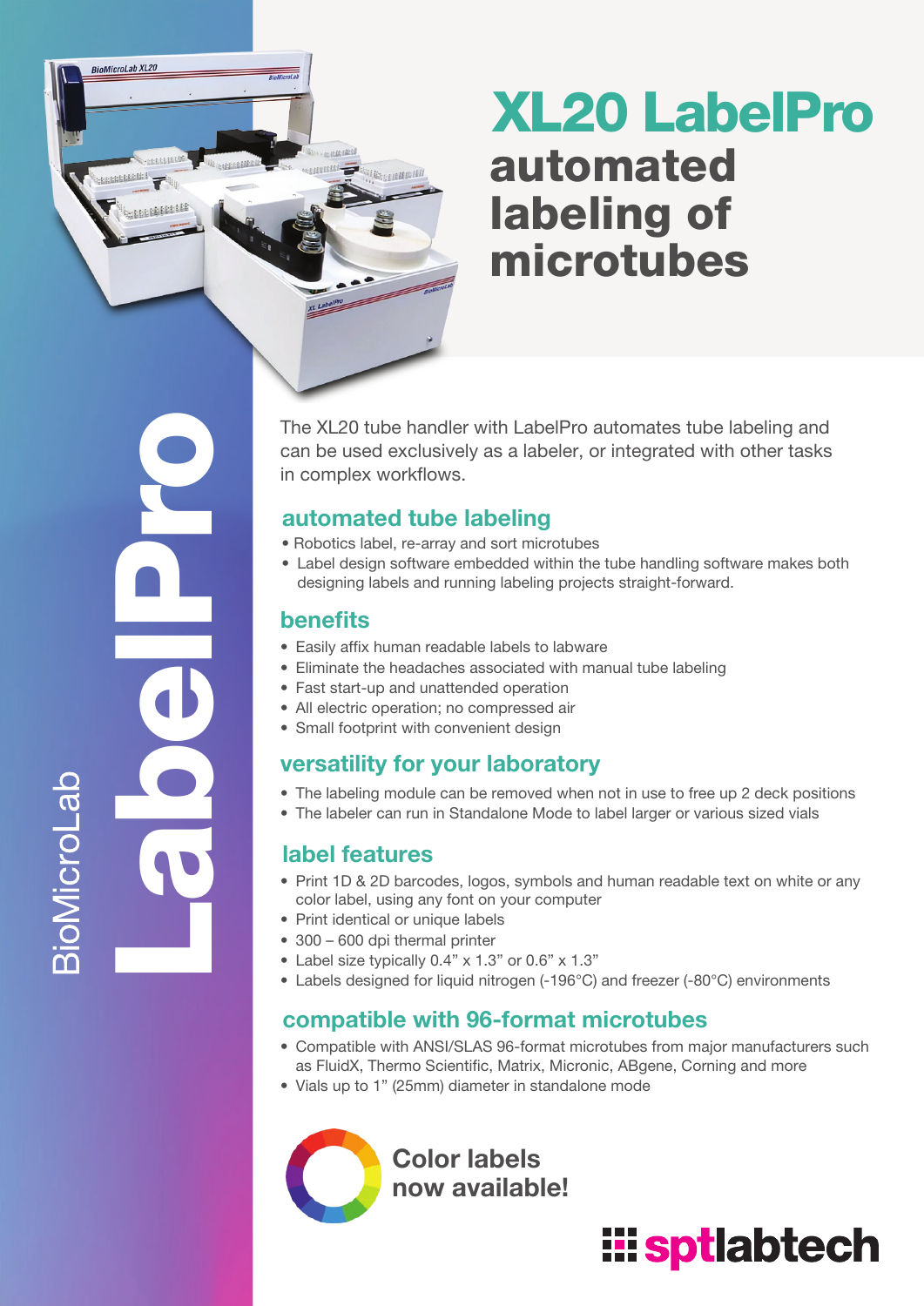# XL20 LabelPro

## automated labeling of microtubes

BioMicroLab **LabelPro**

The XL20 tube handler with LabelPro automates tube labeling and can be used exclusively as a labeler, or integrated with other tasks in complex workflows.

### automated tube labeling

- Robotics label, re-array and sort microtubes
- Label design software embedded within the tube handling software makes both designing labels and running labeling projects straight-forward.

### benefits

- Easily affix human readable labels to labware
- Eliminate the headaches associated with manual tube labeling
- Fast start-up and unattended operation
- All electric operation; no compressed air
- Small footprint with convenient design

### versatility for your laboratory

- The labeling module can be removed when not in use to free up 2 deck positions
- The labeler can run in Standalone Mode to label larger or various sized vials

### label features

- Print 1D & 2D barcodes, logos, symbols and human readable text on white or any color label, using any font on your computer
- Print identical or unique labels
- 300 – 600 dpi thermal printer
- Label size typically 0.4" x 1.3" or 0.6" x 1.3"
- Labels designed for liquid nitrogen (-196°C) and freezer (-80°C) environments

### compatible with 96-format microtubes

- Compatible with ANSI/SLAS 96-format microtubes from major manufacturers such as FluidX, Thermo Scientific, Matrix, Micronic, ABgene, Corning and more
- Vials up to 1" (25mm) diameter in standalone mode

**Color labels now available!**

sptlabtech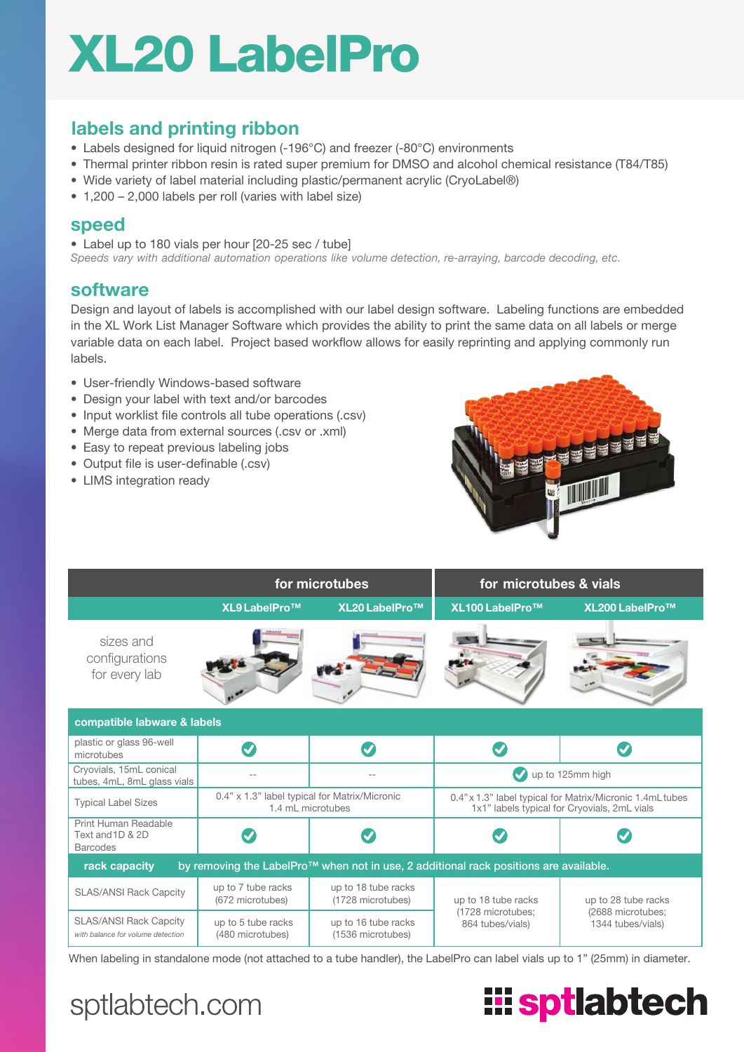# XL20 LabelPro

## labels and printing ribbon

- Labels designed for liquid nitrogen (-196°C) and freezer (-80°C) environments
- Thermal printer ribbon resin is rated super premium for DMSO and alcohol chemical resistance (T84/T85)
- Wide variety of label material including plastic/permanent acrylic (CryoLabel®)
- 1,200 – 2,000 labels per roll (varies with label size)

## speed

- Label up to 180 vials per hour [20-25 sec / tube]

*Speeds vary with additional automation operations like volume detection, re-arraying, barcode decoding, etc.*

## software

Design and layout of labels is accomplished with our label design software. Labeling functions are embedded in the XL Work List Manager Software which provides the ability to print the same data on all labels or merge variable data on each label. Project based workflow allows for easily reprinting and applying commonly run labels.

- User-friendly Windows-based software
- Design your label with text and/or barcodes
- Input worklist file controls all tube operations (.csv)
- Merge data from external sources (.csv or .xml)
- Easy to repeat previous labeling jobs
- Output file is user-definable (.csv)
- LIMS integration ready

| | for microtubes | | for microtubes & vials | |
|---|---|---|---|---|
| | XL9 LabelPro™ | XL20 LabelPro™ | XL100 LabelPro™ | XL200 LabelPro™ |
| sizes and configurations for every lab | | | | |
| **compatible labware & labels** | | | | |
| plastic or glass 96-well microtubes | ✓ | ✓ | ✓ | ✓ |
| Cryovials, 15mL conical tubes, 4mL, 8mL glass vials | -- | -- | ✓ up to 125mm high | |
| Typical Label Sizes | 0.4" x 1.3" label typical for Matrix/Micronic 1.4 mL microtubes | | 0.4" x 1.3" label typical for Matrix/Micronic 1.4mL tubes 1x1" labels typical for Cryovials, 2mL vials | |
| Print Human Readable Text and 1D & 2D Barcodes | ✓ | ✓ | ✓ | ✓ |
| **rack capacity** | by removing the LabelPro™ when not in use, 2 additional rack positions are available. | | | |
| SLAS/ANSI Rack Capcity | up to 7 tube racks (672 microtubes) | up to 18 tube racks (1728 microtubes) | up to 18 tube racks (1728 microtubes; 864 tubes/vials) | up to 28 tube racks (2688 microtubes; 1344 tubes/vials) |
| SLAS/ANSI Rack Capcity *with balance for volume detection* | up to 5 tube racks (480 microtubes) | up to 16 tube racks (1536 microtubes) | | |

When labeling in standalone mode (not attached to a tube handler), the LabelPro can label vials up to 1" (25mm) in diameter.

sptlabtech.com

sptlabtech